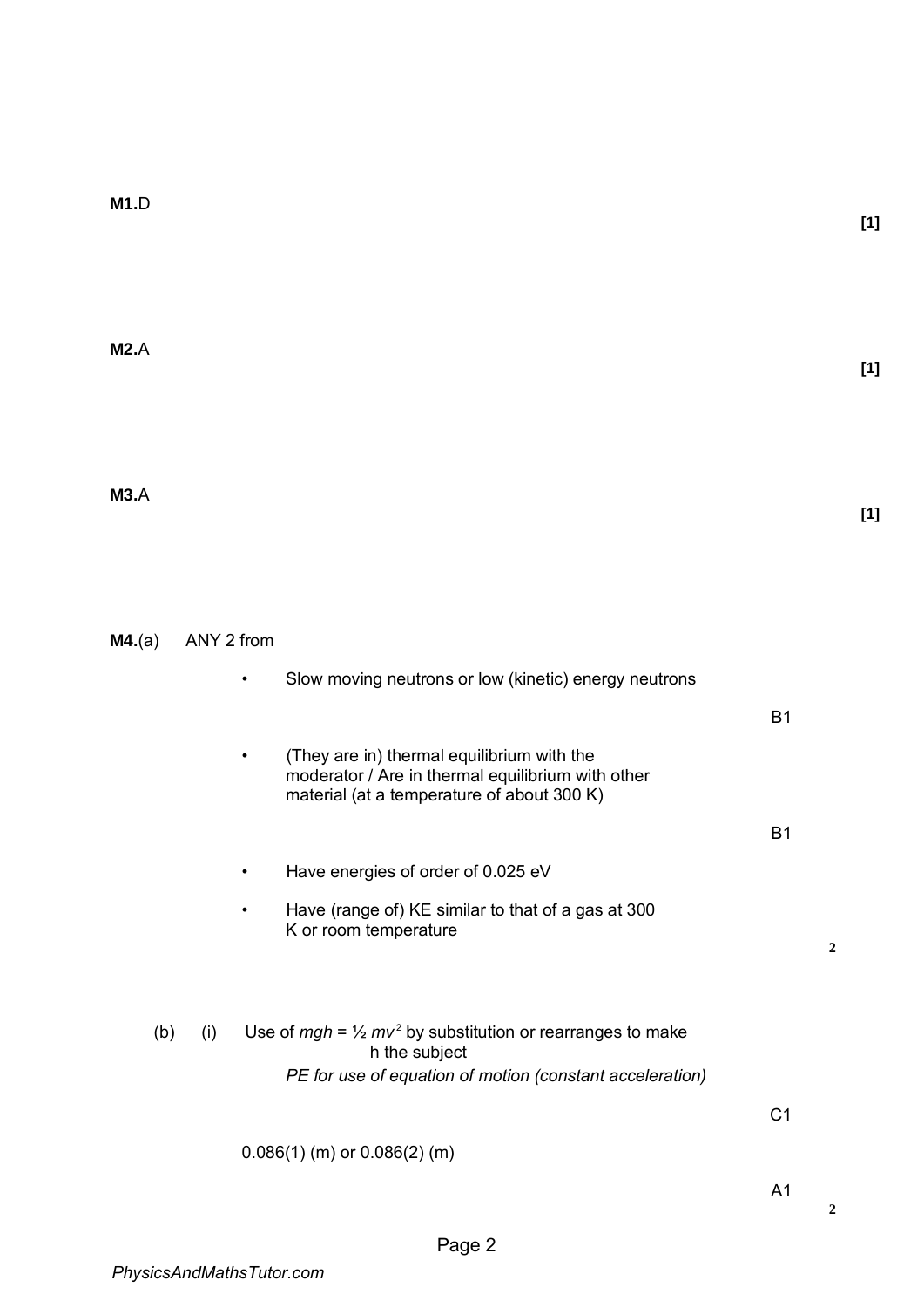**M1.** D

**[1]**

**M2.** A

**[1]**

**M3.** A

**[1]**

**M4.** (a) ANY 2 from

- Slow moving neutrons or low (kinetic) energy neutrons

  B1

- (They are in) thermal equilibrium with the moderator / Are in thermal equilibrium with other material (at a temperature of about 300 K)

  B1

- Have energies of order of 0.025 eV

- Have (range of) KE similar to that of a gas at 300 K or room temperature

**2**

(b) (i) Use of $mgh = \frac{1}{2} mv^2$ by substitution or rearranges to make h the subject

*PE for use of equation of motion (constant acceleration)*

C1

0.086(1) (m) or 0.086(2) (m)

A1

**2**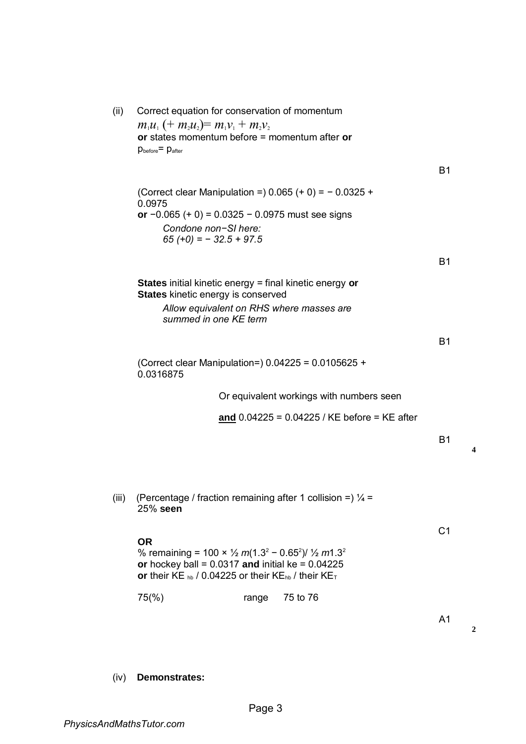(ii) Correct equation for conservation of momentum

$m_1u_1 \ (+ \ m_2u_2) = m_1v_1 + m_2v_2$

**or** states momentum before = momentum after **or** $p_{before} = p_{after}$

B1

(Correct clear Manipulation =) 0.065 (+ 0) = − 0.0325 + 0.0975

**or** −0.065 (+ 0) = 0.0325 − 0.0975 must see signs

*Condone non−SI here:*
*65 (+0) = − 32.5 + 97.5*

B1

**States** initial kinetic energy = final kinetic energy **or** **States** kinetic energy is conserved

*Allow equivalent on RHS where masses are summed in one KE term*

B1

(Correct clear Manipulation=) 0.04225 = 0.0105625 + 0.0316875

Or equivalent workings with numbers seen

**and** 0.04225 = 0.04225 / KE before = KE after

B1

**4**

(iii) (Percentage / fraction remaining after 1 collision =) ¼ = 25% **seen**

C1

**OR**

% remaining = $100 \times \frac{1}{2} m(1.3^2 - 0.65^2) / \frac{1}{2} m 1.3^2$

**or** hockey ball = 0.0317 **and** initial ke = 0.04225

**or** their $KE_{hb}$ / 0.04225 or their $KE_{hb}$ / their $KE_T$

75(%) range 75 to 76

A1

**2**

(iv) **Demonstrates:**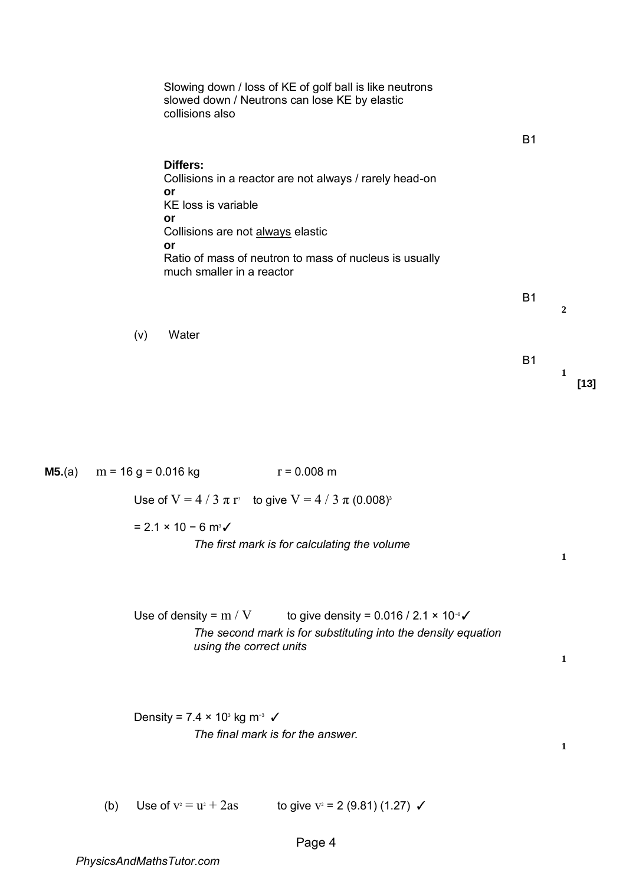Slowing down / loss of KE of golf ball is like neutrons slowed down / Neutrons can lose KE by elastic collisions also

B1

**Differs:**
Collisions in a reactor are not always / rarely head-on
**or**
KE loss is variable
**or**
Collisions are not <u>always</u> elastic
**or**
Ratio of mass of neutron to mass of nucleus is usually much smaller in a reactor

B1

**2**

(v) Water

B1

**1**

**[13]**

**M5.**(a) $m = 16$ g = 0.016 kg $r = 0.008$ m

Use of $V = 4 / 3 \pi r^3$ to give $V = 4 / 3 \pi (0.008)^3$

$= 2.1 \times 10^{-6}$ m$^3$ ✓

*The first mark is for calculating the volume*

**1**

Use of density = $m / V$ to give density = $0.016 / 2.1 \times 10^{-6}$ ✓

*The second mark is for substituting into the density equation using the correct units*

**1**

Density = $7.4 \times 10^3$ kg m$^{-3}$ ✓

*The final mark is for the answer.*

**1**

(b) Use of $v^2 = u^2 + 2as$ to give $v^2 = 2\,(9.81)\,(1.27)$ ✓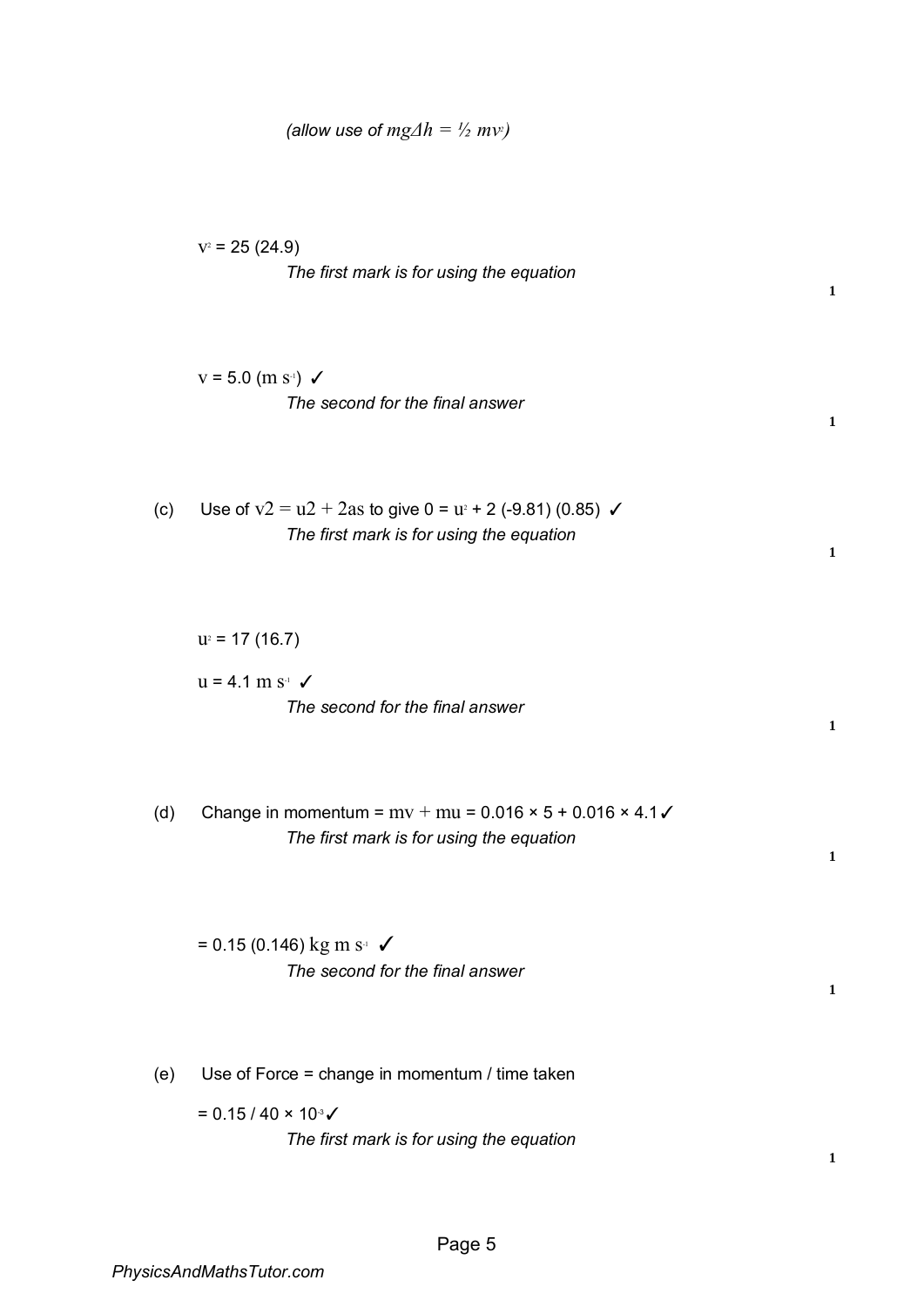*(allow use of $mg\Delta h = \frac{1}{2} mv^2$)*

$v^2 = 25$ (24.9)

*The first mark is for using the equation*

**1**

$v = 5.0$ (m $s^{-1}$) ✓

*The second for the final answer*

**1**

(c) Use of $v^2 = u^2 + 2as$ to give $0 = u^2 + 2(-9.81)(0.85)$ ✓

*The first mark is for using the equation*

**1**

$u^2 = 17$ (16.7)

$u = 4.1$ m $s^{-1}$ ✓

*The second for the final answer*

**1**

(d) Change in momentum = $mv + mu = 0.016 \times 5 + 0.016 \times 4.1$ ✓

*The first mark is for using the equation*

**1**

= 0.15 (0.146) kg m $s^{-1}$ ✓

*The second for the final answer*

**1**

(e) Use of Force = change in momentum / time taken

$= 0.15 / 40 \times 10^{-3}$ ✓

*The first mark is for using the equation*

**1**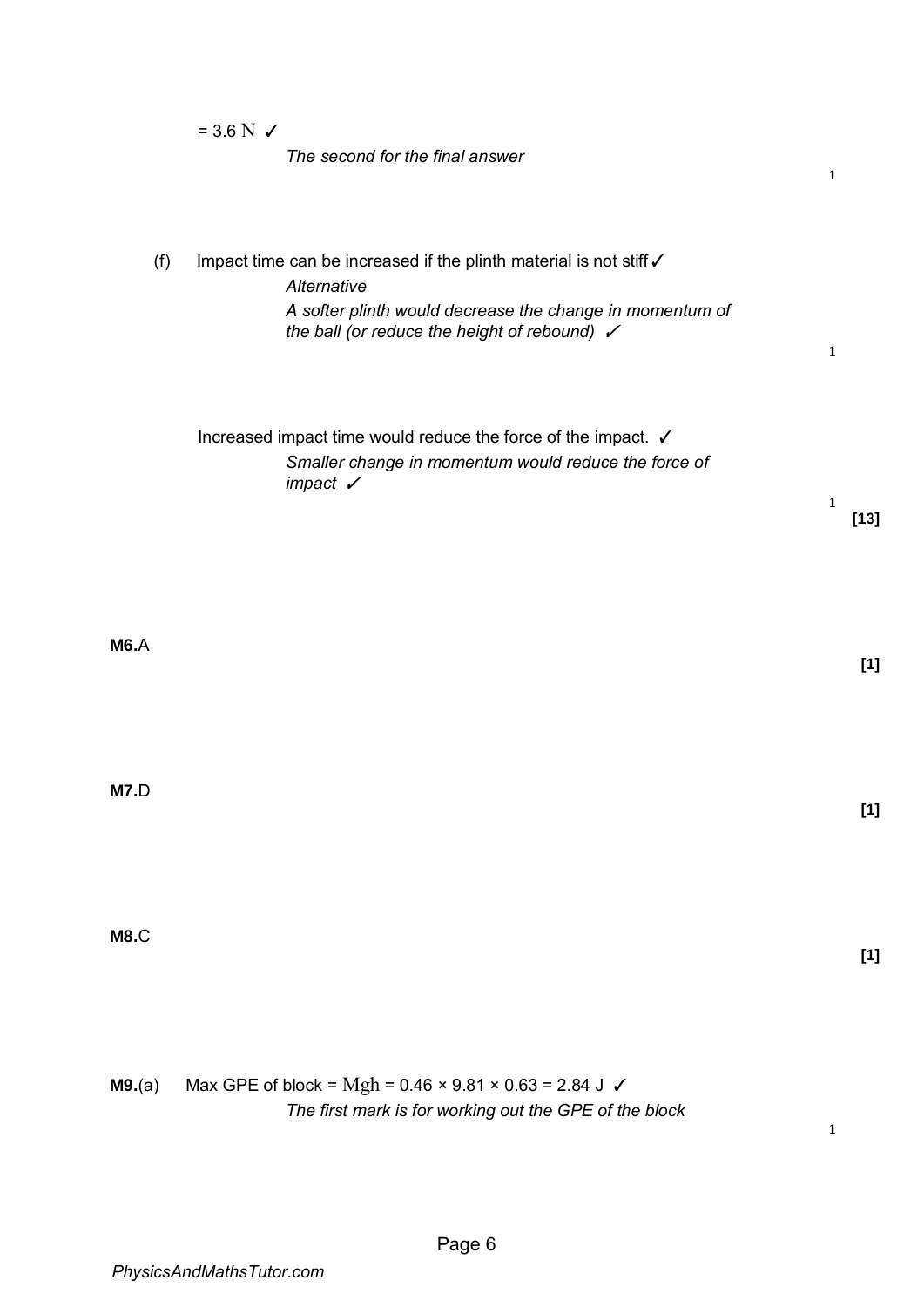= 3.6 N ✓

*The second for the final answer*

1

(f) Impact time can be increased if the plinth material is not stiff ✓

*Alternative*

*A softer plinth would decrease the change in momentum of the ball (or reduce the height of rebound)* ✓

1

Increased impact time would reduce the force of the impact. ✓

*Smaller change in momentum would reduce the force of impact* ✓

1

**[13]**

**M6.** A

**[1]**

**M7.** D

**[1]**

**M8.** C

**[1]**

**M9.** (a) Max GPE of block = $Mgh$ = 0.46 × 9.81 × 0.63 = 2.84 J ✓

*The first mark is for working out the GPE of the block*

1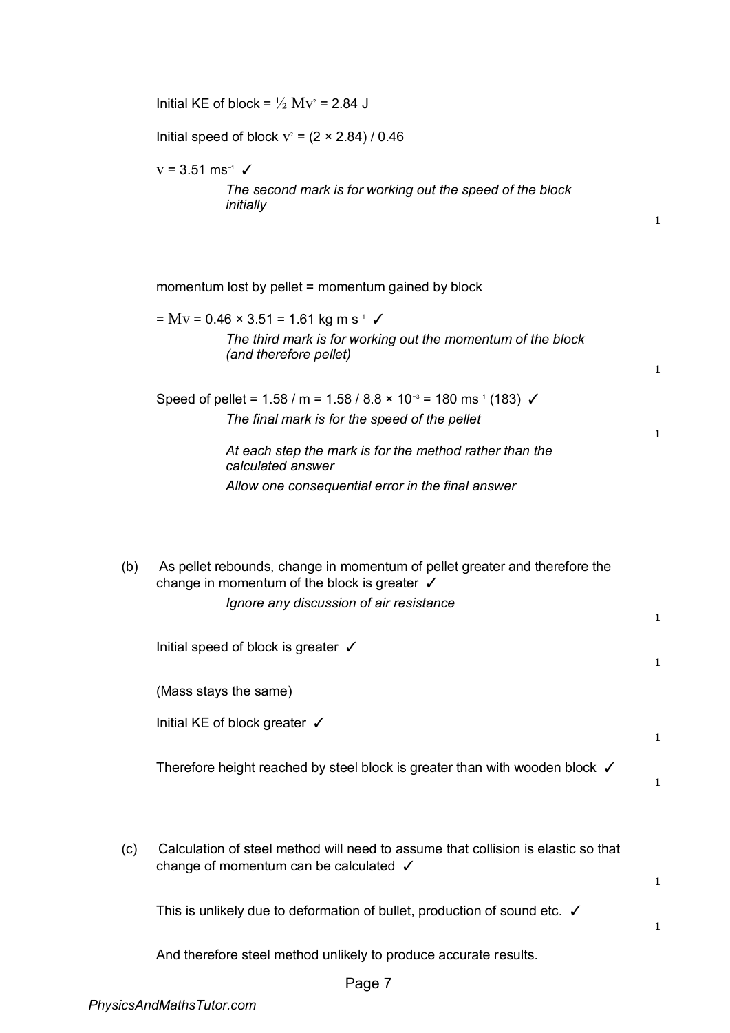Initial KE of block = $\frac{1}{2}Mv^2$ = 2.84 J

Initial speed of block $v^2$ = (2 × 2.84) / 0.46

$v$ = 3.51 ms$^{-1}$ ✓

*The second mark is for working out the speed of the block initially*

**1**

momentum lost by pellet = momentum gained by block

= $Mv$ = 0.46 × 3.51 = 1.61 kg m s$^{-1}$ ✓

*The third mark is for working out the momentum of the block (and therefore pellet)*

**1**

Speed of pellet = 1.58 / m = 1.58 / 8.8 × 10$^{-3}$ = 180 ms$^{-1}$ (183) ✓

*The final mark is for the speed of the pellet*

**1**

*At each step the mark is for the method rather than the calculated answer*

*Allow one consequential error in the final answer*

(b) As pellet rebounds, change in momentum of pellet greater and therefore the change in momentum of the block is greater ✓

*Ignore any discussion of air resistance*

**1**

Initial speed of block is greater ✓

**1**

(Mass stays the same)

Initial KE of block greater ✓

**1**

Therefore height reached by steel block is greater than with wooden block ✓

**1**

(c) Calculation of steel method will need to assume that collision is elastic so that change of momentum can be calculated ✓

**1**

This is unlikely due to deformation of bullet, production of sound etc. ✓

**1**

And therefore steel method unlikely to produce accurate results.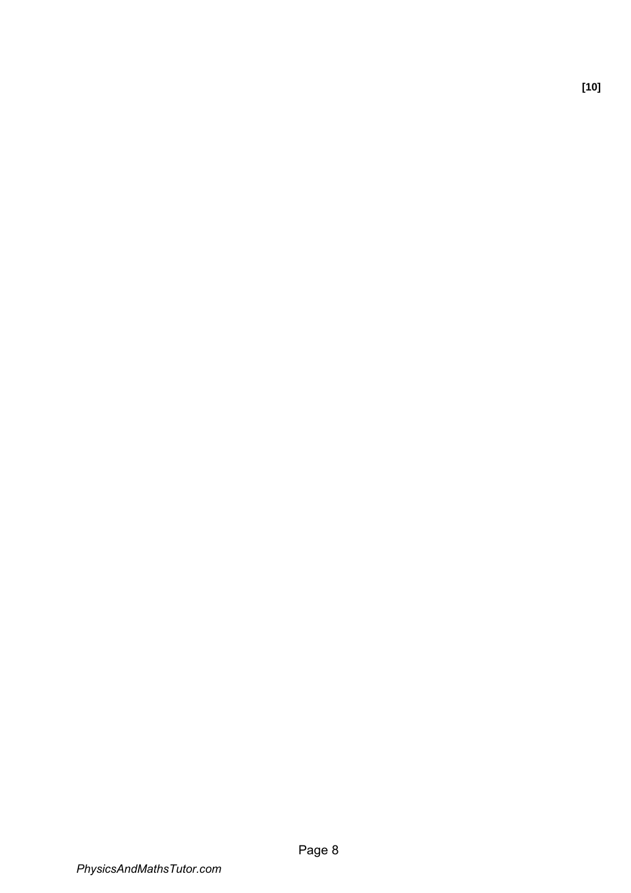**[10]**